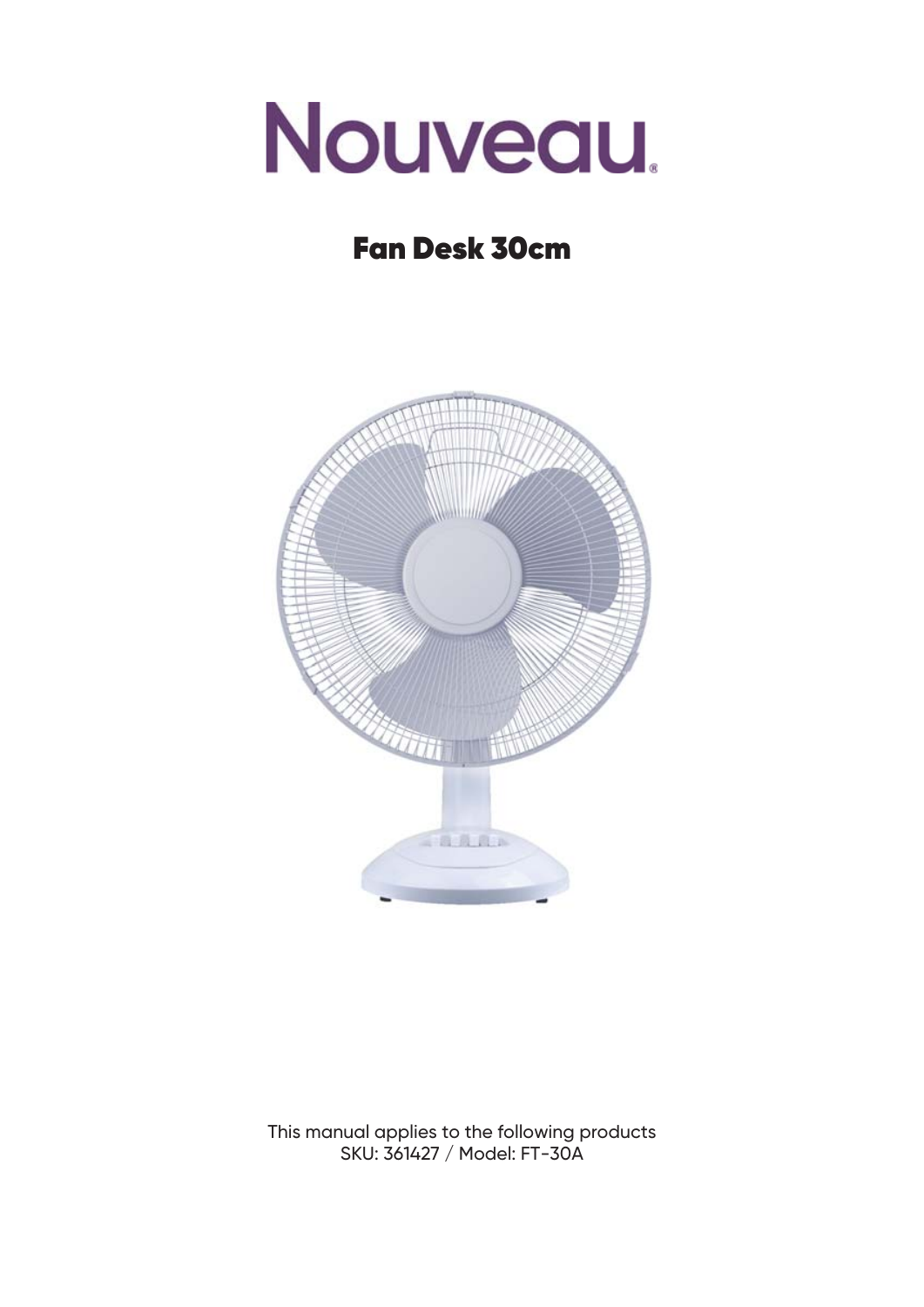# Nouveau

## Fan Desk 30cm

This manual applies to the following products
SKU: 361427 / Model: FT-30A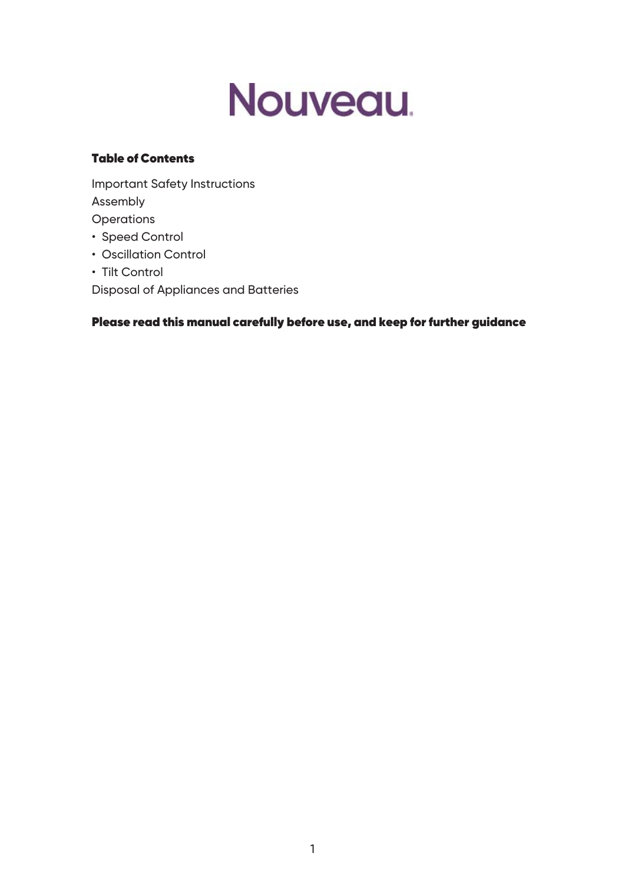# Nouveau

**Table of Contents**

Important Safety Instructions
Assembly
Operations
- Speed Control
- Oscillation Control
- Tilt Control

Disposal of Appliances and Batteries

**Please read this manual carefully before use, and keep for further guidance**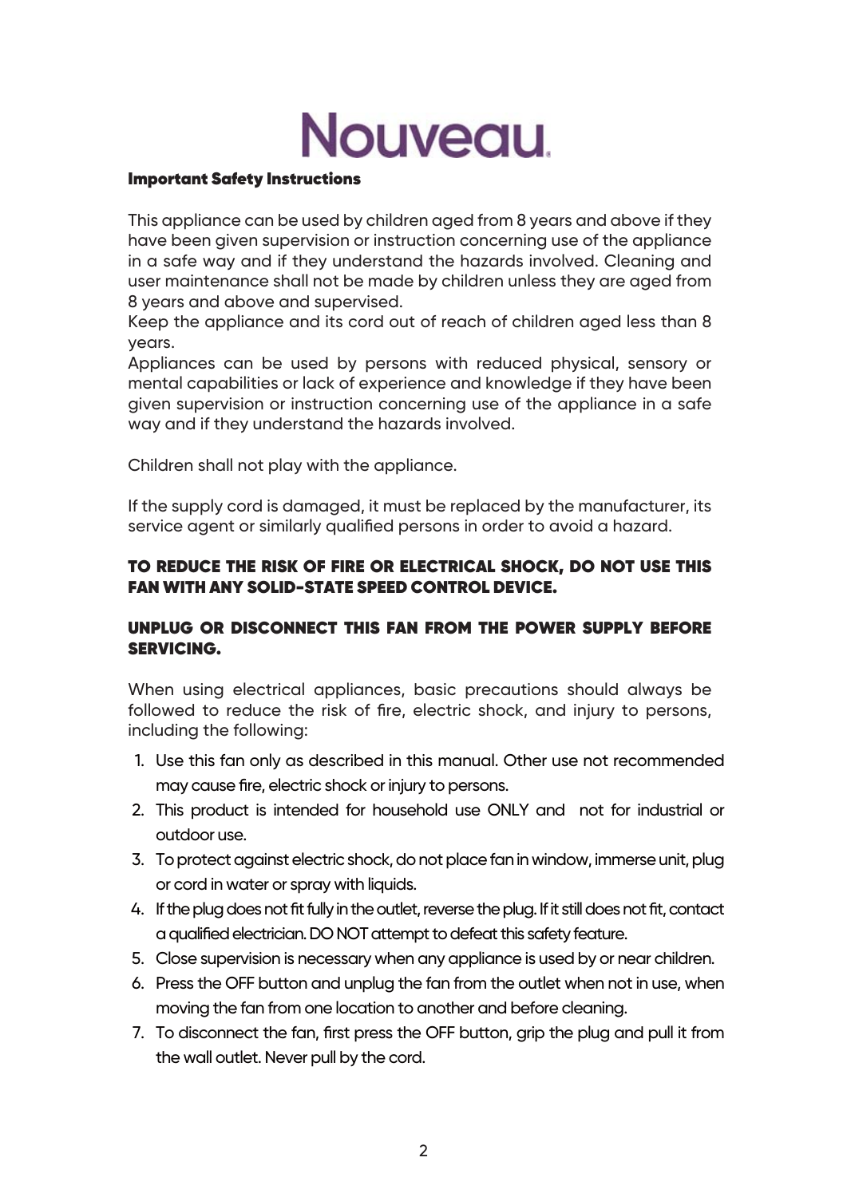# Nouveau

**Important Safety Instructions**

This appliance can be used by children aged from 8 years and above if they have been given supervision or instruction concerning use of the appliance in a safe way and if they understand the hazards involved. Cleaning and user maintenance shall not be made by children unless they are aged from 8 years and above and supervised.
Keep the appliance and its cord out of reach of children aged less than 8 years.
Appliances can be used by persons with reduced physical, sensory or mental capabilities or lack of experience and knowledge if they have been given supervision or instruction concerning use of the appliance in a safe way and if they understand the hazards involved.

Children shall not play with the appliance.

If the supply cord is damaged, it must be replaced by the manufacturer, its service agent or similarly qualified persons in order to avoid a hazard.

**TO REDUCE THE RISK OF FIRE OR ELECTRICAL SHOCK, DO NOT USE THIS FAN WITH ANY SOLID-STATE SPEED CONTROL DEVICE.**

**UNPLUG OR DISCONNECT THIS FAN FROM THE POWER SUPPLY BEFORE SERVICING.**

When using electrical appliances, basic precautions should always be followed to reduce the risk of fire, electric shock, and injury to persons, including the following:

1. Use this fan only as described in this manual. Other use not recommended may cause fire, electric shock or injury to persons.
2. This product is intended for household use ONLY and not for industrial or outdoor use.
3. To protect against electric shock, do not place fan in window, immerse unit, plug or cord in water or spray with liquids.
4. If the plug does not fit fully in the outlet, reverse the plug. If it still does not fit, contact a qualified electrician. DO NOT attempt to defeat this safety feature.
5. Close supervision is necessary when any appliance is used by or near children.
6. Press the OFF button and unplug the fan from the outlet when not in use, when moving the fan from one location to another and before cleaning.
7. To disconnect the fan, first press the OFF button, grip the plug and pull it from the wall outlet. Never pull by the cord.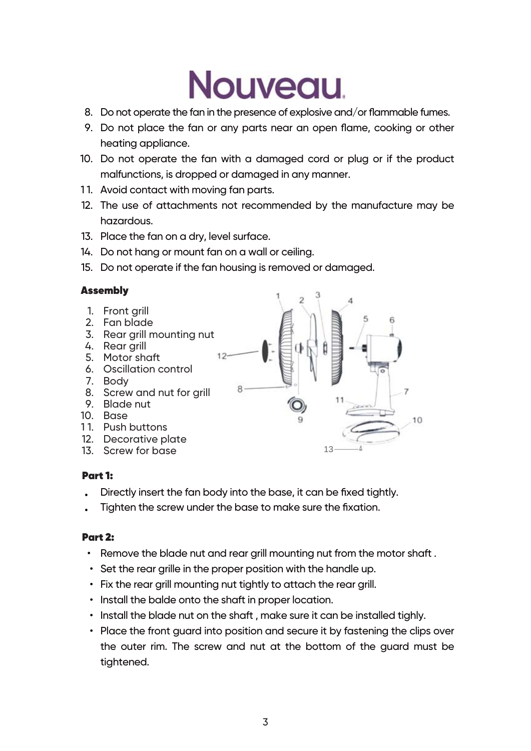8. Do not operate the fan in the presence of explosive and/or flammable fumes.
9. Do not place the fan or any parts near an open flame, cooking or other heating appliance.
10. Do not operate the fan with a damaged cord or plug or if the product malfunctions, is dropped or damaged in any manner.
11. Avoid contact with moving fan parts.
12. The use of attachments not recommended by the manufacture may be hazardous.
13. Place the fan on a dry, level surface.
14. Do not hang or mount fan on a wall or ceiling.
15. Do not operate if the fan housing is removed or damaged.

**Assembly**

1. Front grill
2. Fan blade
3. Rear grill mounting nut
4. Rear grill
5. Motor shaft
6. Oscillation control
7. Body
8. Screw and nut for grill
9. Blade nut
10. Base
11. Push buttons
12. Decorative plate
13. Screw for base

**Part 1:**

- Directly insert the fan body into the base, it can be fixed tightly.
- Tighten the screw under the base to make sure the fixation.

**Part 2:**

- Remove the blade nut and rear grill mounting nut from the motor shaft .
- Set the rear grille in the proper position with the handle up.
- Fix the rear grill mounting nut tightly to attach the rear grill.
- Install the balde onto the shaft in proper location.
- Install the blade nut on the shaft , make sure it can be installed tighly.
- Place the front guard into position and secure it by fastening the clips over the outer rim. The screw and nut at the bottom of the guard must be tightened.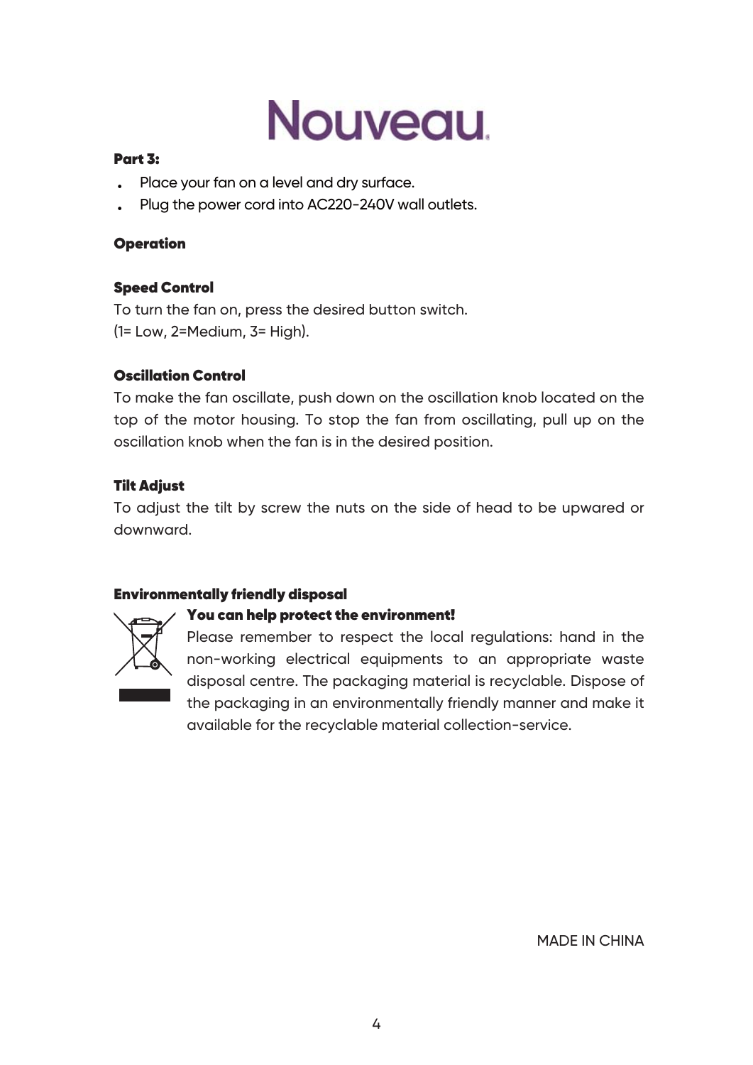# Nouveau

**Part 3:**

- Place your fan on a level and dry surface.
- Plug the power cord into AC220-240V wall outlets.

## Operation

### Speed Control

To turn the fan on, press the desired button switch.
(1= Low, 2=Medium, 3= High).

### Oscillation Control

To make the fan oscillate, push down on the oscillation knob located on the top of the motor housing. To stop the fan from oscillating, pull up on the oscillation knob when the fan is in the desired position.

### Tilt Adjust

To adjust the tilt by screw the nuts on the side of head to be upwared or downward.

### Environmentally friendly disposal

**You can help protect the environment!**

Please remember to respect the local regulations: hand in the non-working electrical equipments to an appropriate waste disposal centre. The packaging material is recyclable. Dispose of the packaging in an environmentally friendly manner and make it available for the recyclable material collection-service.

MADE IN CHINA